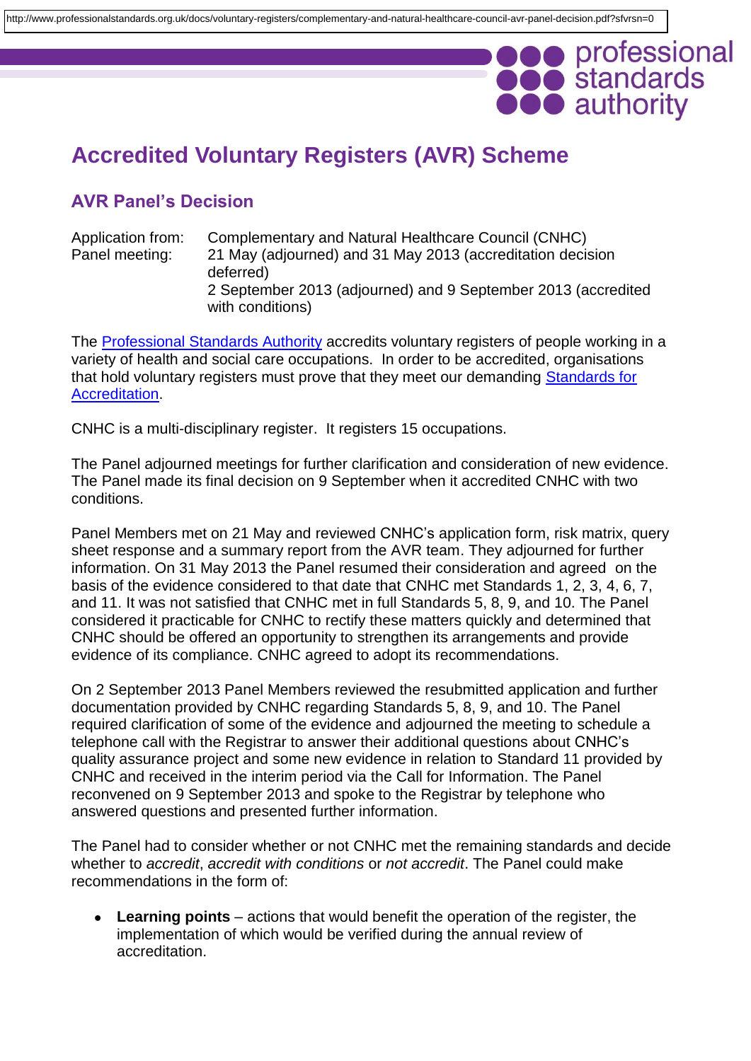# Accredited Voluntary Registers (AVR) Scheme

## AVR Panel's Decision

| | |
|---|---|
| Application from: | Complementary and Natural Healthcare Council (CNHC) |
| Panel meeting: | 21 May (adjourned) and 31 May 2013 (accreditation decision deferred)<br>2 September 2013 (adjourned) and 9 September 2013 (accredited with conditions) |

The Professional Standards Authority accredits voluntary registers of people working in a variety of health and social care occupations. In order to be accredited, organisations that hold voluntary registers must prove that they meet our demanding Standards for Accreditation.

CNHC is a multi-disciplinary register. It registers 15 occupations.

The Panel adjourned meetings for further clarification and consideration of new evidence. The Panel made its final decision on 9 September when it accredited CNHC with two conditions.

Panel Members met on 21 May and reviewed CNHC's application form, risk matrix, query sheet response and a summary report from the AVR team. They adjourned for further information. On 31 May 2013 the Panel resumed their consideration and agreed on the basis of the evidence considered to that date that CNHC met Standards 1, 2, 3, 4, 6, 7, and 11. It was not satisfied that CNHC met in full Standards 5, 8, 9, and 10. The Panel considered it practicable for CNHC to rectify these matters quickly and determined that CNHC should be offered an opportunity to strengthen its arrangements and provide evidence of its compliance. CNHC agreed to adopt its recommendations.

On 2 September 2013 Panel Members reviewed the resubmitted application and further documentation provided by CNHC regarding Standards 5, 8, 9, and 10. The Panel required clarification of some of the evidence and adjourned the meeting to schedule a telephone call with the Registrar to answer their additional questions about CNHC's quality assurance project and some new evidence in relation to Standard 11 provided by CNHC and received in the interim period via the Call for Information. The Panel reconvened on 9 September 2013 and spoke to the Registrar by telephone who answered questions and presented further information.

The Panel had to consider whether or not CNHC met the remaining standards and decide whether to *accredit*, *accredit with conditions* or *not accredit*. The Panel could make recommendations in the form of:

- **Learning points** – actions that would benefit the operation of the register, the implementation of which would be verified during the annual review of accreditation.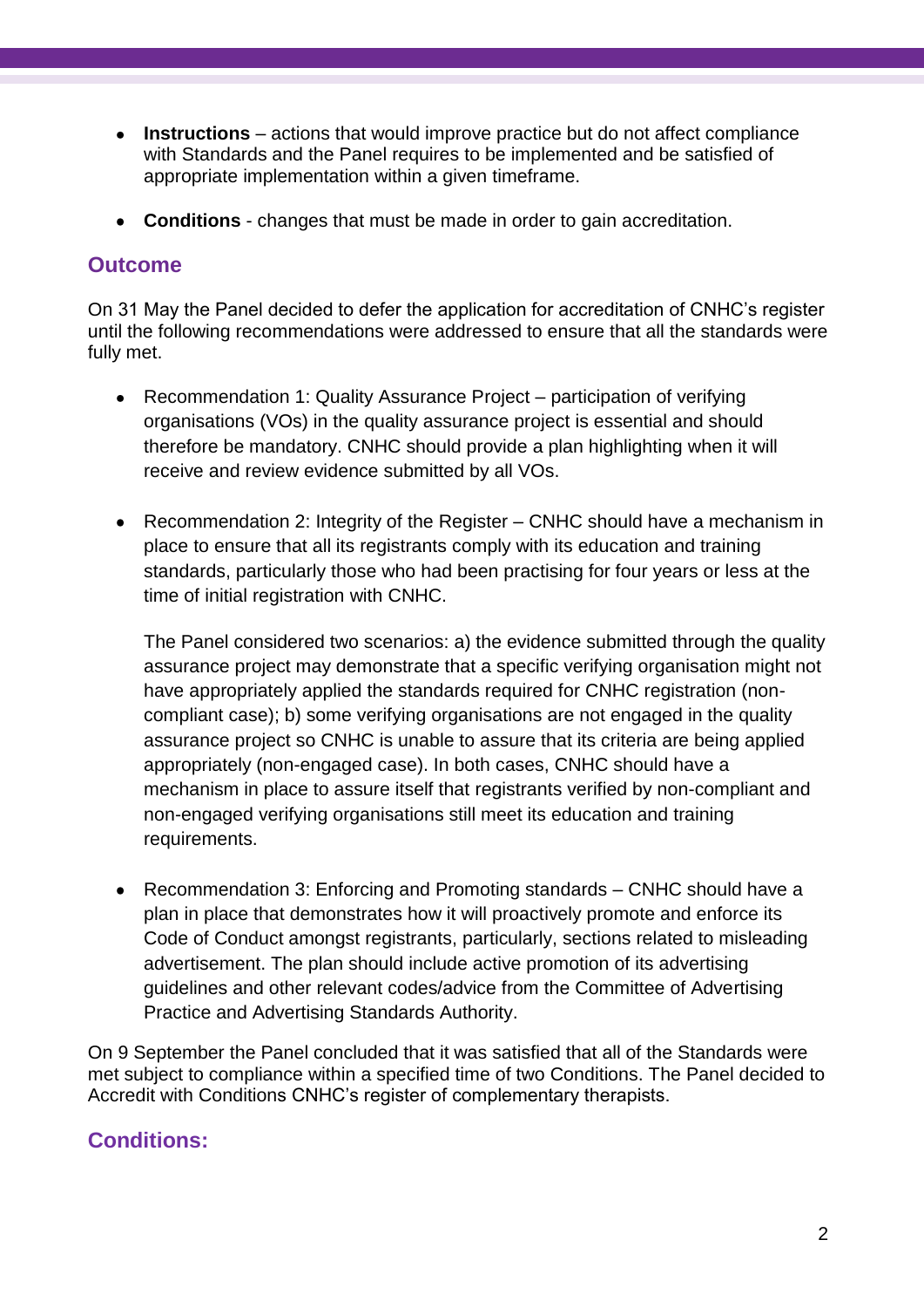- **Instructions** – actions that would improve practice but do not affect compliance with Standards and the Panel requires to be implemented and be satisfied of appropriate implementation within a given timeframe.

- **Conditions** - changes that must be made in order to gain accreditation.

## Outcome

On 31 May the Panel decided to defer the application for accreditation of CNHC's register until the following recommendations were addressed to ensure that all the standards were fully met.

- Recommendation 1: Quality Assurance Project – participation of verifying organisations (VOs) in the quality assurance project is essential and should therefore be mandatory. CNHC should provide a plan highlighting when it will receive and review evidence submitted by all VOs.

- Recommendation 2: Integrity of the Register – CNHC should have a mechanism in place to ensure that all its registrants comply with its education and training standards, particularly those who had been practising for four years or less at the time of initial registration with CNHC.

  The Panel considered two scenarios: a) the evidence submitted through the quality assurance project may demonstrate that a specific verifying organisation might not have appropriately applied the standards required for CNHC registration (non-compliant case); b) some verifying organisations are not engaged in the quality assurance project so CNHC is unable to assure that its criteria are being applied appropriately (non-engaged case). In both cases, CNHC should have a mechanism in place to assure itself that registrants verified by non-compliant and non-engaged verifying organisations still meet its education and training requirements.

- Recommendation 3: Enforcing and Promoting standards – CNHC should have a plan in place that demonstrates how it will proactively promote and enforce its Code of Conduct amongst registrants, particularly, sections related to misleading advertisement. The plan should include active promotion of its advertising guidelines and other relevant codes/advice from the Committee of Advertising Practice and Advertising Standards Authority.

On 9 September the Panel concluded that it was satisfied that all of the Standards were met subject to compliance within a specified time of two Conditions. The Panel decided to Accredit with Conditions CNHC's register of complementary therapists.

## Conditions: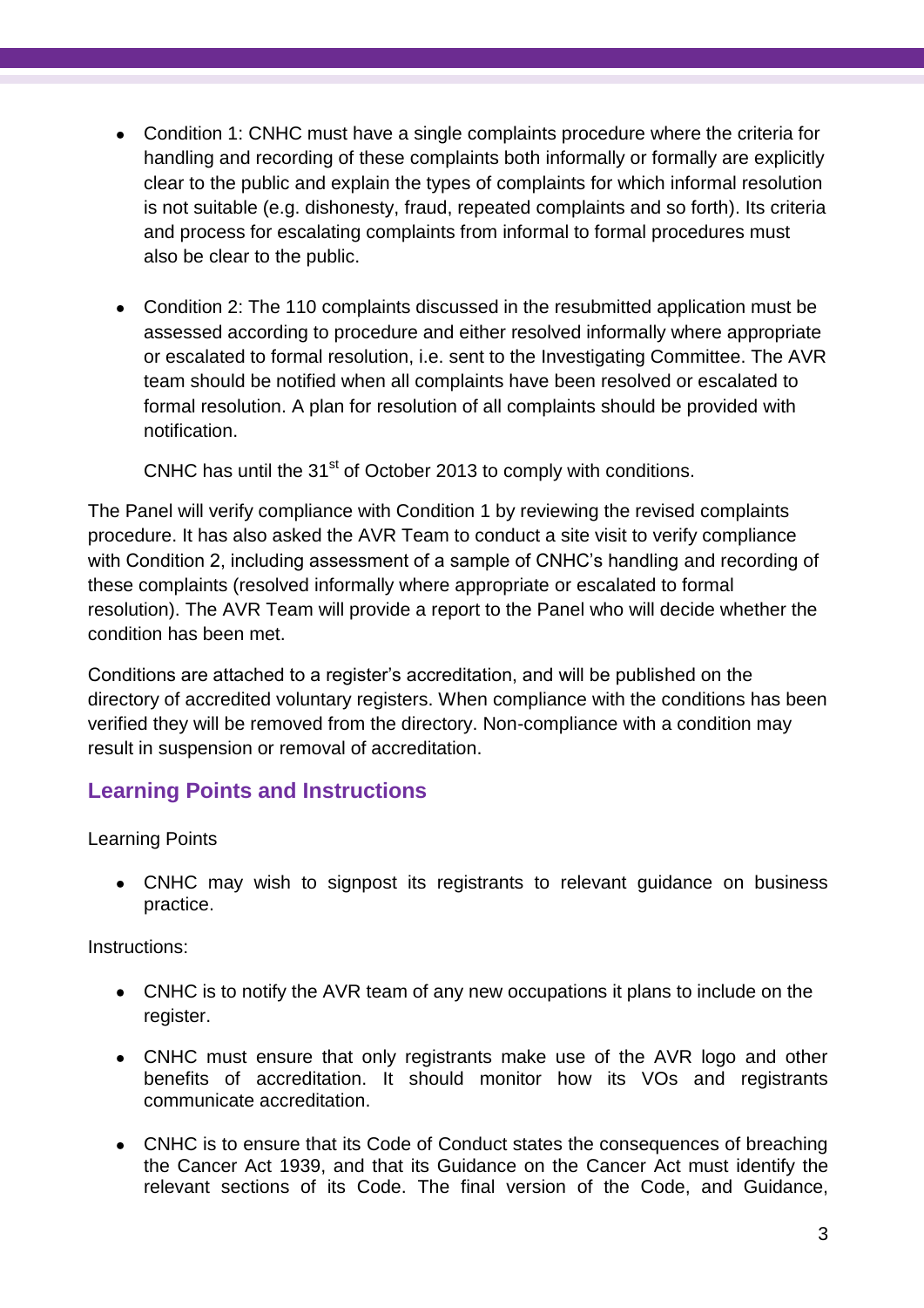- Condition 1: CNHC must have a single complaints procedure where the criteria for handling and recording of these complaints both informally or formally are explicitly clear to the public and explain the types of complaints for which informal resolution is not suitable (e.g. dishonesty, fraud, repeated complaints and so forth). Its criteria and process for escalating complaints from informal to formal procedures must also be clear to the public.

- Condition 2: The 110 complaints discussed in the resubmitted application must be assessed according to procedure and either resolved informally where appropriate or escalated to formal resolution, i.e. sent to the Investigating Committee. The AVR team should be notified when all complaints have been resolved or escalated to formal resolution. A plan for resolution of all complaints should be provided with notification.

  CNHC has until the 31st of October 2013 to comply with conditions.

The Panel will verify compliance with Condition 1 by reviewing the revised complaints procedure. It has also asked the AVR Team to conduct a site visit to verify compliance with Condition 2, including assessment of a sample of CNHC's handling and recording of these complaints (resolved informally where appropriate or escalated to formal resolution). The AVR Team will provide a report to the Panel who will decide whether the condition has been met.

Conditions are attached to a register's accreditation, and will be published on the directory of accredited voluntary registers. When compliance with the conditions has been verified they will be removed from the directory. Non-compliance with a condition may result in suspension or removal of accreditation.

## Learning Points and Instructions

Learning Points

- CNHC may wish to signpost its registrants to relevant guidance on business practice.

Instructions:

- CNHC is to notify the AVR team of any new occupations it plans to include on the register.

- CNHC must ensure that only registrants make use of the AVR logo and other benefits of accreditation. It should monitor how its VOs and registrants communicate accreditation.

- CNHC is to ensure that its Code of Conduct states the consequences of breaching the Cancer Act 1939, and that its Guidance on the Cancer Act must identify the relevant sections of its Code. The final version of the Code, and Guidance,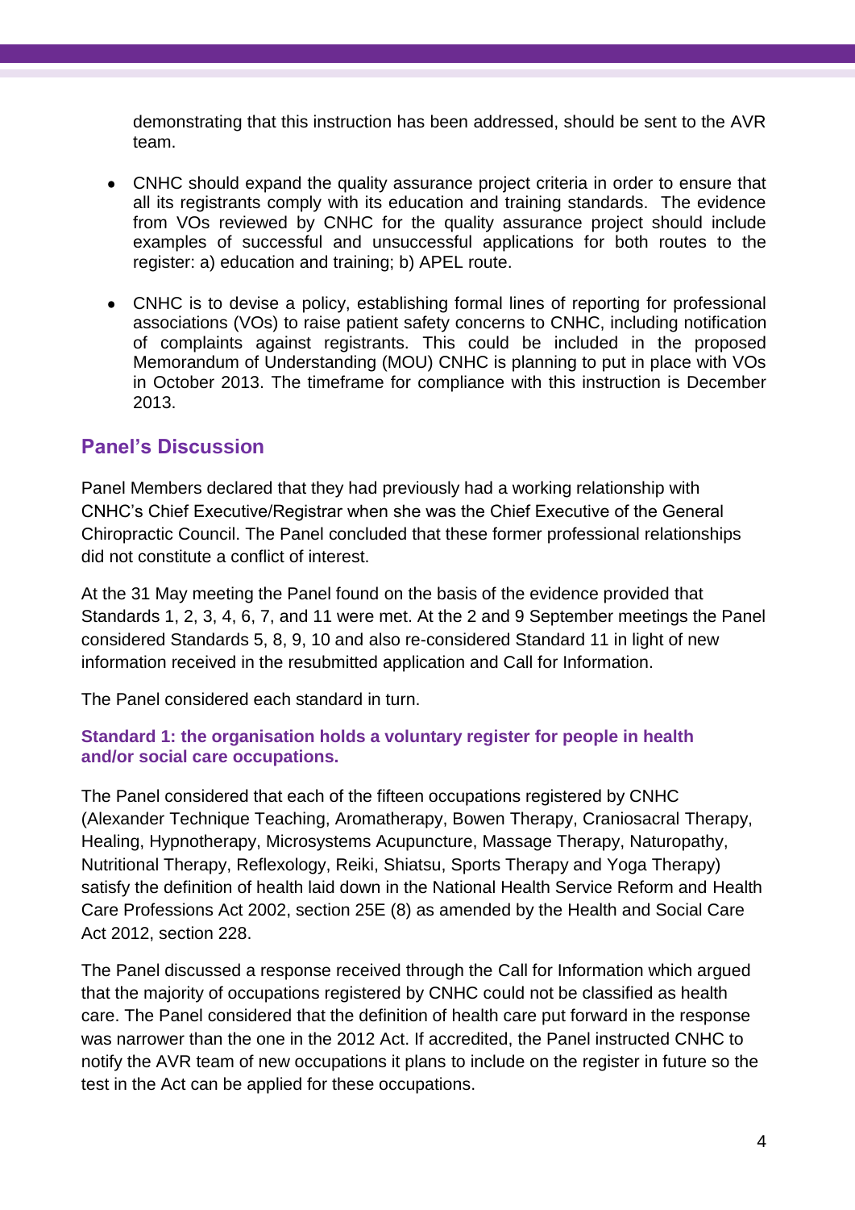demonstrating that this instruction has been addressed, should be sent to the AVR team.

- CNHC should expand the quality assurance project criteria in order to ensure that all its registrants comply with its education and training standards. The evidence from VOs reviewed by CNHC for the quality assurance project should include examples of successful and unsuccessful applications for both routes to the register: a) education and training; b) APEL route.

- CNHC is to devise a policy, establishing formal lines of reporting for professional associations (VOs) to raise patient safety concerns to CNHC, including notification of complaints against registrants. This could be included in the proposed Memorandum of Understanding (MOU) CNHC is planning to put in place with VOs in October 2013. The timeframe for compliance with this instruction is December 2013.

## Panel's Discussion

Panel Members declared that they had previously had a working relationship with CNHC's Chief Executive/Registrar when she was the Chief Executive of the General Chiropractic Council. The Panel concluded that these former professional relationships did not constitute a conflict of interest.

At the 31 May meeting the Panel found on the basis of the evidence provided that Standards 1, 2, 3, 4, 6, 7, and 11 were met. At the 2 and 9 September meetings the Panel considered Standards 5, 8, 9, 10 and also re-considered Standard 11 in light of new information received in the resubmitted application and Call for Information.

The Panel considered each standard in turn.

### Standard 1: the organisation holds a voluntary register for people in health and/or social care occupations.

The Panel considered that each of the fifteen occupations registered by CNHC (Alexander Technique Teaching, Aromatherapy, Bowen Therapy, Craniosacral Therapy, Healing, Hypnotherapy, Microsystems Acupuncture, Massage Therapy, Naturopathy, Nutritional Therapy, Reflexology, Reiki, Shiatsu, Sports Therapy and Yoga Therapy) satisfy the definition of health laid down in the National Health Service Reform and Health Care Professions Act 2002, section 25E (8) as amended by the Health and Social Care Act 2012, section 228.

The Panel discussed a response received through the Call for Information which argued that the majority of occupations registered by CNHC could not be classified as health care. The Panel considered that the definition of health care put forward in the response was narrower than the one in the 2012 Act. If accredited, the Panel instructed CNHC to notify the AVR team of new occupations it plans to include on the register in future so the test in the Act can be applied for these occupations.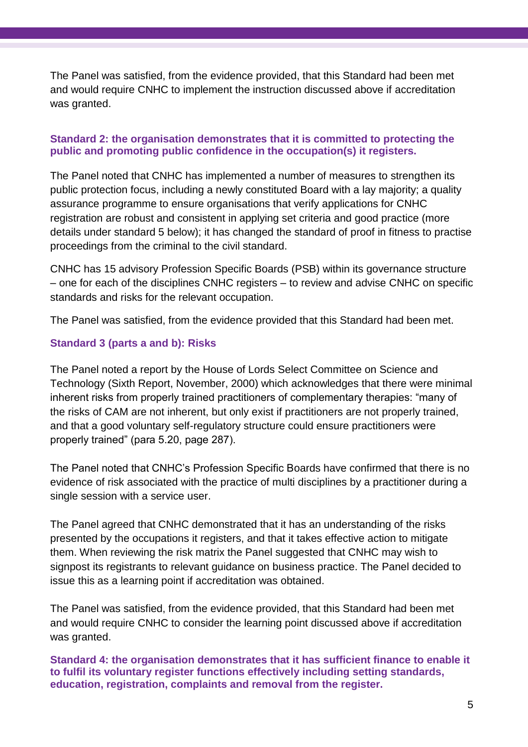The Panel was satisfied, from the evidence provided, that this Standard had been met and would require CNHC to implement the instruction discussed above if accreditation was granted.

### Standard 2: the organisation demonstrates that it is committed to protecting the public and promoting public confidence in the occupation(s) it registers.

The Panel noted that CNHC has implemented a number of measures to strengthen its public protection focus, including a newly constituted Board with a lay majority; a quality assurance programme to ensure organisations that verify applications for CNHC registration are robust and consistent in applying set criteria and good practice (more details under standard 5 below); it has changed the standard of proof in fitness to practise proceedings from the criminal to the civil standard.

CNHC has 15 advisory Profession Specific Boards (PSB) within its governance structure – one for each of the disciplines CNHC registers – to review and advise CNHC on specific standards and risks for the relevant occupation.

The Panel was satisfied, from the evidence provided that this Standard had been met.

### Standard 3 (parts a and b): Risks

The Panel noted a report by the House of Lords Select Committee on Science and Technology (Sixth Report, November, 2000) which acknowledges that there were minimal inherent risks from properly trained practitioners of complementary therapies: "many of the risks of CAM are not inherent, but only exist if practitioners are not properly trained, and that a good voluntary self-regulatory structure could ensure practitioners were properly trained" (para 5.20, page 287).

The Panel noted that CNHC's Profession Specific Boards have confirmed that there is no evidence of risk associated with the practice of multi disciplines by a practitioner during a single session with a service user.

The Panel agreed that CNHC demonstrated that it has an understanding of the risks presented by the occupations it registers, and that it takes effective action to mitigate them. When reviewing the risk matrix the Panel suggested that CNHC may wish to signpost its registrants to relevant guidance on business practice. The Panel decided to issue this as a learning point if accreditation was obtained.

The Panel was satisfied, from the evidence provided, that this Standard had been met and would require CNHC to consider the learning point discussed above if accreditation was granted.

### Standard 4: the organisation demonstrates that it has sufficient finance to enable it to fulfil its voluntary register functions effectively including setting standards, education, registration, complaints and removal from the register.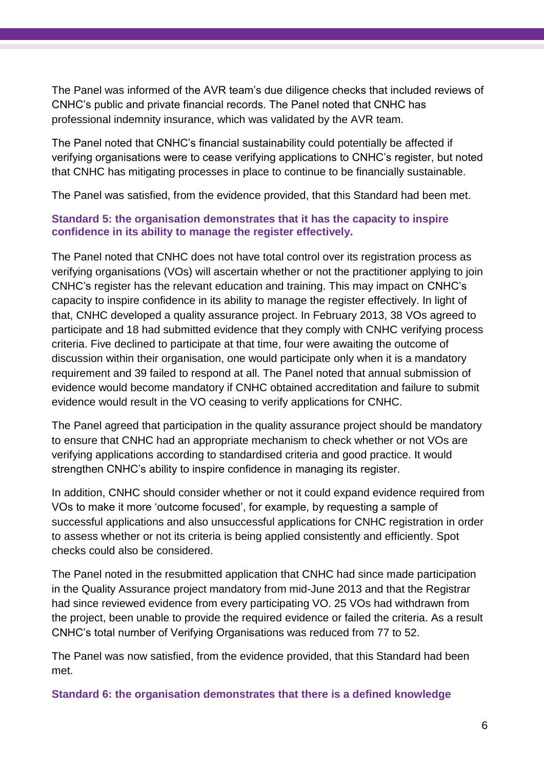The Panel was informed of the AVR team's due diligence checks that included reviews of CNHC's public and private financial records. The Panel noted that CNHC has professional indemnity insurance, which was validated by the AVR team.

The Panel noted that CNHC's financial sustainability could potentially be affected if verifying organisations were to cease verifying applications to CNHC's register, but noted that CNHC has mitigating processes in place to continue to be financially sustainable.

The Panel was satisfied, from the evidence provided, that this Standard had been met.

### Standard 5: the organisation demonstrates that it has the capacity to inspire confidence in its ability to manage the register effectively.

The Panel noted that CNHC does not have total control over its registration process as verifying organisations (VOs) will ascertain whether or not the practitioner applying to join CNHC's register has the relevant education and training. This may impact on CNHC's capacity to inspire confidence in its ability to manage the register effectively. In light of that, CNHC developed a quality assurance project. In February 2013, 38 VOs agreed to participate and 18 had submitted evidence that they comply with CNHC verifying process criteria. Five declined to participate at that time, four were awaiting the outcome of discussion within their organisation, one would participate only when it is a mandatory requirement and 39 failed to respond at all. The Panel noted that annual submission of evidence would become mandatory if CNHC obtained accreditation and failure to submit evidence would result in the VO ceasing to verify applications for CNHC.

The Panel agreed that participation in the quality assurance project should be mandatory to ensure that CNHC had an appropriate mechanism to check whether or not VOs are verifying applications according to standardised criteria and good practice. It would strengthen CNHC's ability to inspire confidence in managing its register.

In addition, CNHC should consider whether or not it could expand evidence required from VOs to make it more 'outcome focused', for example, by requesting a sample of successful applications and also unsuccessful applications for CNHC registration in order to assess whether or not its criteria is being applied consistently and efficiently. Spot checks could also be considered.

The Panel noted in the resubmitted application that CNHC had since made participation in the Quality Assurance project mandatory from mid-June 2013 and that the Registrar had since reviewed evidence from every participating VO. 25 VOs had withdrawn from the project, been unable to provide the required evidence or failed the criteria. As a result CNHC's total number of Verifying Organisations was reduced from 77 to 52.

The Panel was now satisfied, from the evidence provided, that this Standard had been met.

### Standard 6: the organisation demonstrates that there is a defined knowledge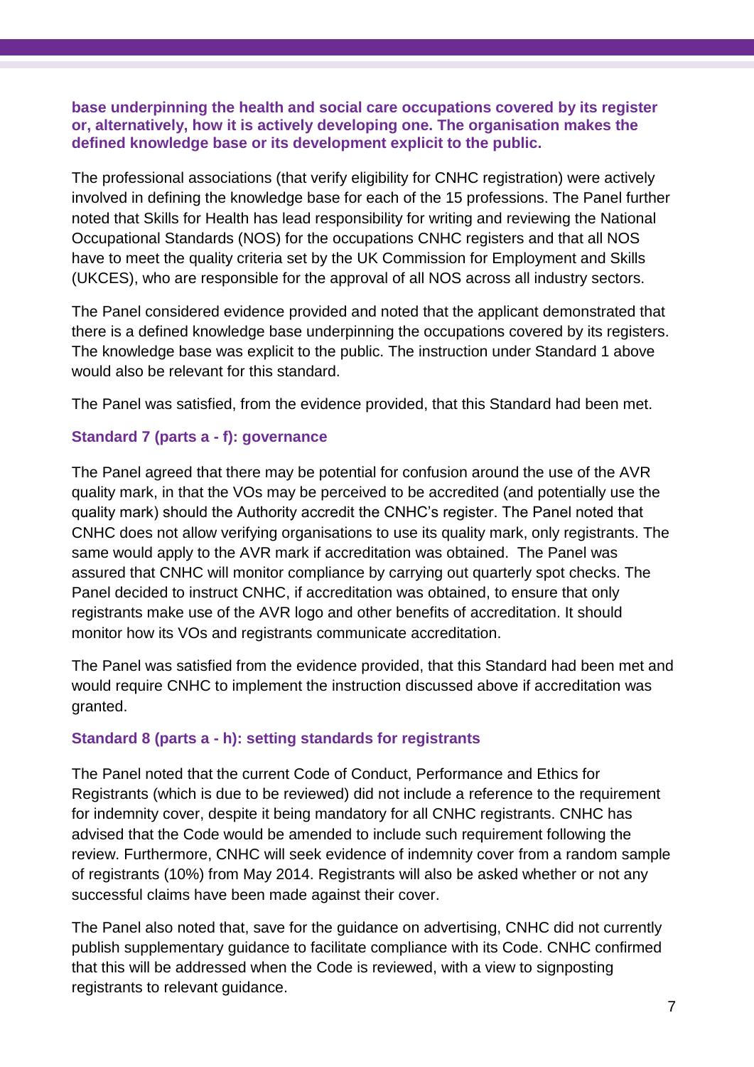**base underpinning the health and social care occupations covered by its register or, alternatively, how it is actively developing one. The organisation makes the defined knowledge base or its development explicit to the public.**

The professional associations (that verify eligibility for CNHC registration) were actively involved in defining the knowledge base for each of the 15 professions. The Panel further noted that Skills for Health has lead responsibility for writing and reviewing the National Occupational Standards (NOS) for the occupations CNHC registers and that all NOS have to meet the quality criteria set by the UK Commission for Employment and Skills (UKCES), who are responsible for the approval of all NOS across all industry sectors.

The Panel considered evidence provided and noted that the applicant demonstrated that there is a defined knowledge base underpinning the occupations covered by its registers. The knowledge base was explicit to the public. The instruction under Standard 1 above would also be relevant for this standard.

The Panel was satisfied, from the evidence provided, that this Standard had been met.

### Standard 7 (parts a - f): governance

The Panel agreed that there may be potential for confusion around the use of the AVR quality mark, in that the VOs may be perceived to be accredited (and potentially use the quality mark) should the Authority accredit the CNHC's register. The Panel noted that CNHC does not allow verifying organisations to use its quality mark, only registrants. The same would apply to the AVR mark if accreditation was obtained. The Panel was assured that CNHC will monitor compliance by carrying out quarterly spot checks. The Panel decided to instruct CNHC, if accreditation was obtained, to ensure that only registrants make use of the AVR logo and other benefits of accreditation. It should monitor how its VOs and registrants communicate accreditation.

The Panel was satisfied from the evidence provided, that this Standard had been met and would require CNHC to implement the instruction discussed above if accreditation was granted.

### Standard 8 (parts a - h): setting standards for registrants

The Panel noted that the current Code of Conduct, Performance and Ethics for Registrants (which is due to be reviewed) did not include a reference to the requirement for indemnity cover, despite it being mandatory for all CNHC registrants. CNHC has advised that the Code would be amended to include such requirement following the review. Furthermore, CNHC will seek evidence of indemnity cover from a random sample of registrants (10%) from May 2014. Registrants will also be asked whether or not any successful claims have been made against their cover.

The Panel also noted that, save for the guidance on advertising, CNHC did not currently publish supplementary guidance to facilitate compliance with its Code. CNHC confirmed that this will be addressed when the Code is reviewed, with a view to signposting registrants to relevant guidance.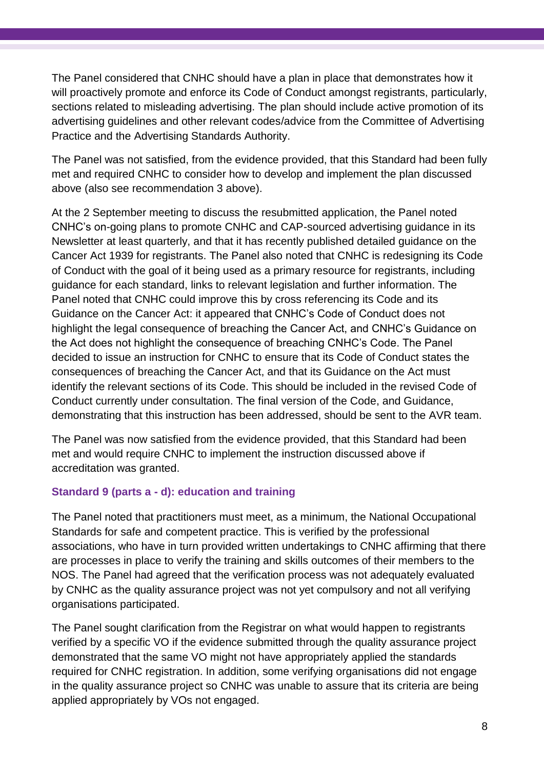The Panel considered that CNHC should have a plan in place that demonstrates how it will proactively promote and enforce its Code of Conduct amongst registrants, particularly, sections related to misleading advertising. The plan should include active promotion of its advertising guidelines and other relevant codes/advice from the Committee of Advertising Practice and the Advertising Standards Authority.

The Panel was not satisfied, from the evidence provided, that this Standard had been fully met and required CNHC to consider how to develop and implement the plan discussed above (also see recommendation 3 above).

At the 2 September meeting to discuss the resubmitted application, the Panel noted CNHC's on-going plans to promote CNHC and CAP-sourced advertising guidance in its Newsletter at least quarterly, and that it has recently published detailed guidance on the Cancer Act 1939 for registrants. The Panel also noted that CNHC is redesigning its Code of Conduct with the goal of it being used as a primary resource for registrants, including guidance for each standard, links to relevant legislation and further information. The Panel noted that CNHC could improve this by cross referencing its Code and its Guidance on the Cancer Act: it appeared that CNHC's Code of Conduct does not highlight the legal consequence of breaching the Cancer Act, and CNHC's Guidance on the Act does not highlight the consequence of breaching CNHC's Code. The Panel decided to issue an instruction for CNHC to ensure that its Code of Conduct states the consequences of breaching the Cancer Act, and that its Guidance on the Act must identify the relevant sections of its Code. This should be included in the revised Code of Conduct currently under consultation. The final version of the Code, and Guidance, demonstrating that this instruction has been addressed, should be sent to the AVR team.

The Panel was now satisfied from the evidence provided, that this Standard had been met and would require CNHC to implement the instruction discussed above if accreditation was granted.

### Standard 9 (parts a - d): education and training

The Panel noted that practitioners must meet, as a minimum, the National Occupational Standards for safe and competent practice. This is verified by the professional associations, who have in turn provided written undertakings to CNHC affirming that there are processes in place to verify the training and skills outcomes of their members to the NOS. The Panel had agreed that the verification process was not adequately evaluated by CNHC as the quality assurance project was not yet compulsory and not all verifying organisations participated.

The Panel sought clarification from the Registrar on what would happen to registrants verified by a specific VO if the evidence submitted through the quality assurance project demonstrated that the same VO might not have appropriately applied the standards required for CNHC registration. In addition, some verifying organisations did not engage in the quality assurance project so CNHC was unable to assure that its criteria are being applied appropriately by VOs not engaged.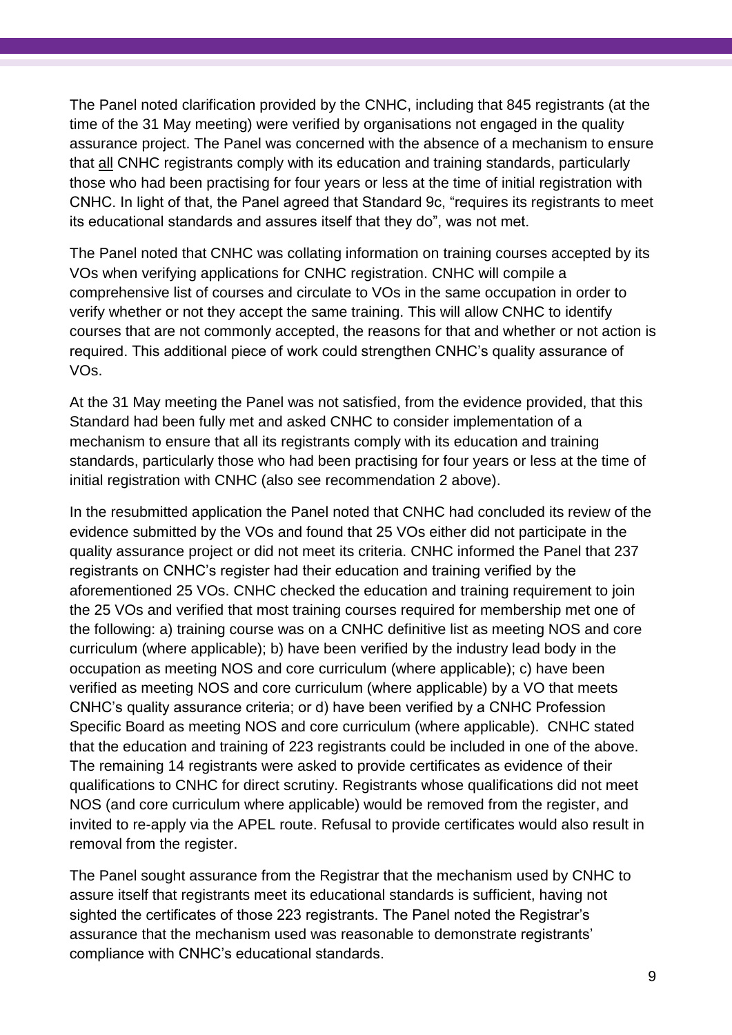The Panel noted clarification provided by the CNHC, including that 845 registrants (at the time of the 31 May meeting) were verified by organisations not engaged in the quality assurance project. The Panel was concerned with the absence of a mechanism to ensure that <u>all</u> CNHC registrants comply with its education and training standards, particularly those who had been practising for four years or less at the time of initial registration with CNHC. In light of that, the Panel agreed that Standard 9c, "requires its registrants to meet its educational standards and assures itself that they do", was not met.

The Panel noted that CNHC was collating information on training courses accepted by its VOs when verifying applications for CNHC registration. CNHC will compile a comprehensive list of courses and circulate to VOs in the same occupation in order to verify whether or not they accept the same training. This will allow CNHC to identify courses that are not commonly accepted, the reasons for that and whether or not action is required. This additional piece of work could strengthen CNHC's quality assurance of VOs.

At the 31 May meeting the Panel was not satisfied, from the evidence provided, that this Standard had been fully met and asked CNHC to consider implementation of a mechanism to ensure that all its registrants comply with its education and training standards, particularly those who had been practising for four years or less at the time of initial registration with CNHC (also see recommendation 2 above).

In the resubmitted application the Panel noted that CNHC had concluded its review of the evidence submitted by the VOs and found that 25 VOs either did not participate in the quality assurance project or did not meet its criteria. CNHC informed the Panel that 237 registrants on CNHC's register had their education and training verified by the aforementioned 25 VOs. CNHC checked the education and training requirement to join the 25 VOs and verified that most training courses required for membership met one of the following: a) training course was on a CNHC definitive list as meeting NOS and core curriculum (where applicable); b) have been verified by the industry lead body in the occupation as meeting NOS and core curriculum (where applicable); c) have been verified as meeting NOS and core curriculum (where applicable) by a VO that meets CNHC's quality assurance criteria; or d) have been verified by a CNHC Profession Specific Board as meeting NOS and core curriculum (where applicable). CNHC stated that the education and training of 223 registrants could be included in one of the above. The remaining 14 registrants were asked to provide certificates as evidence of their qualifications to CNHC for direct scrutiny. Registrants whose qualifications did not meet NOS (and core curriculum where applicable) would be removed from the register, and invited to re-apply via the APEL route. Refusal to provide certificates would also result in removal from the register.

The Panel sought assurance from the Registrar that the mechanism used by CNHC to assure itself that registrants meet its educational standards is sufficient, having not sighted the certificates of those 223 registrants. The Panel noted the Registrar's assurance that the mechanism used was reasonable to demonstrate registrants' compliance with CNHC's educational standards.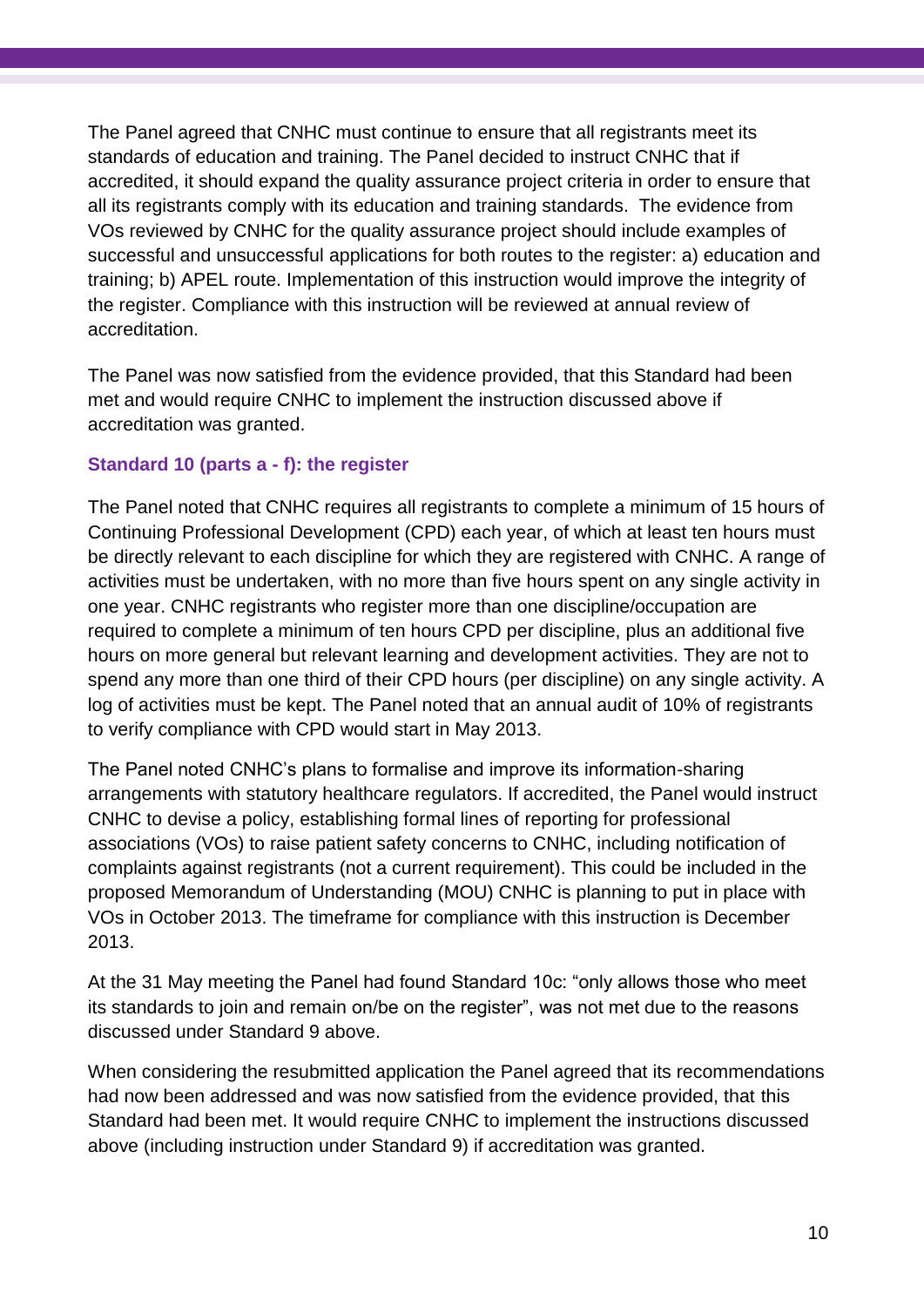The Panel agreed that CNHC must continue to ensure that all registrants meet its standards of education and training. The Panel decided to instruct CNHC that if accredited, it should expand the quality assurance project criteria in order to ensure that all its registrants comply with its education and training standards. The evidence from VOs reviewed by CNHC for the quality assurance project should include examples of successful and unsuccessful applications for both routes to the register: a) education and training; b) APEL route. Implementation of this instruction would improve the integrity of the register. Compliance with this instruction will be reviewed at annual review of accreditation.

The Panel was now satisfied from the evidence provided, that this Standard had been met and would require CNHC to implement the instruction discussed above if accreditation was granted.

### Standard 10 (parts a - f): the register

The Panel noted that CNHC requires all registrants to complete a minimum of 15 hours of Continuing Professional Development (CPD) each year, of which at least ten hours must be directly relevant to each discipline for which they are registered with CNHC. A range of activities must be undertaken, with no more than five hours spent on any single activity in one year. CNHC registrants who register more than one discipline/occupation are required to complete a minimum of ten hours CPD per discipline, plus an additional five hours on more general but relevant learning and development activities. They are not to spend any more than one third of their CPD hours (per discipline) on any single activity. A log of activities must be kept. The Panel noted that an annual audit of 10% of registrants to verify compliance with CPD would start in May 2013.

The Panel noted CNHC's plans to formalise and improve its information-sharing arrangements with statutory healthcare regulators. If accredited, the Panel would instruct CNHC to devise a policy, establishing formal lines of reporting for professional associations (VOs) to raise patient safety concerns to CNHC, including notification of complaints against registrants (not a current requirement). This could be included in the proposed Memorandum of Understanding (MOU) CNHC is planning to put in place with VOs in October 2013. The timeframe for compliance with this instruction is December 2013.

At the 31 May meeting the Panel had found Standard 10c: "only allows those who meet its standards to join and remain on/be on the register", was not met due to the reasons discussed under Standard 9 above.

When considering the resubmitted application the Panel agreed that its recommendations had now been addressed and was now satisfied from the evidence provided, that this Standard had been met. It would require CNHC to implement the instructions discussed above (including instruction under Standard 9) if accreditation was granted.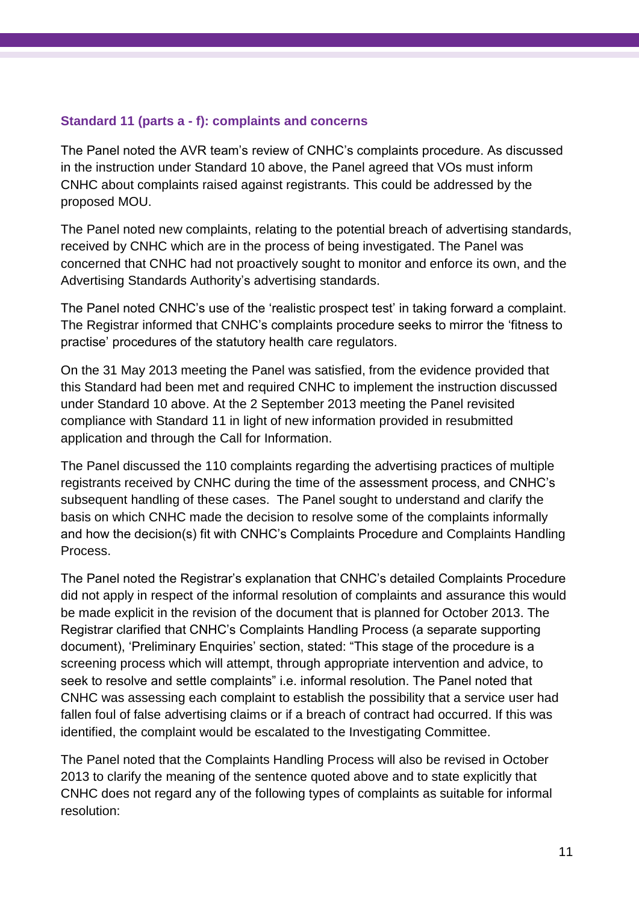### Standard 11 (parts a - f): complaints and concerns

The Panel noted the AVR team's review of CNHC's complaints procedure. As discussed in the instruction under Standard 10 above, the Panel agreed that VOs must inform CNHC about complaints raised against registrants. This could be addressed by the proposed MOU.

The Panel noted new complaints, relating to the potential breach of advertising standards, received by CNHC which are in the process of being investigated. The Panel was concerned that CNHC had not proactively sought to monitor and enforce its own, and the Advertising Standards Authority's advertising standards.

The Panel noted CNHC's use of the 'realistic prospect test' in taking forward a complaint. The Registrar informed that CNHC's complaints procedure seeks to mirror the 'fitness to practise' procedures of the statutory health care regulators.

On the 31 May 2013 meeting the Panel was satisfied, from the evidence provided that this Standard had been met and required CNHC to implement the instruction discussed under Standard 10 above. At the 2 September 2013 meeting the Panel revisited compliance with Standard 11 in light of new information provided in resubmitted application and through the Call for Information.

The Panel discussed the 110 complaints regarding the advertising practices of multiple registrants received by CNHC during the time of the assessment process, and CNHC's subsequent handling of these cases. The Panel sought to understand and clarify the basis on which CNHC made the decision to resolve some of the complaints informally and how the decision(s) fit with CNHC's Complaints Procedure and Complaints Handling Process.

The Panel noted the Registrar's explanation that CNHC's detailed Complaints Procedure did not apply in respect of the informal resolution of complaints and assurance this would be made explicit in the revision of the document that is planned for October 2013. The Registrar clarified that CNHC's Complaints Handling Process (a separate supporting document), 'Preliminary Enquiries' section, stated: "This stage of the procedure is a screening process which will attempt, through appropriate intervention and advice, to seek to resolve and settle complaints" i.e. informal resolution. The Panel noted that CNHC was assessing each complaint to establish the possibility that a service user had fallen foul of false advertising claims or if a breach of contract had occurred. If this was identified, the complaint would be escalated to the Investigating Committee.

The Panel noted that the Complaints Handling Process will also be revised in October 2013 to clarify the meaning of the sentence quoted above and to state explicitly that CNHC does not regard any of the following types of complaints as suitable for informal resolution: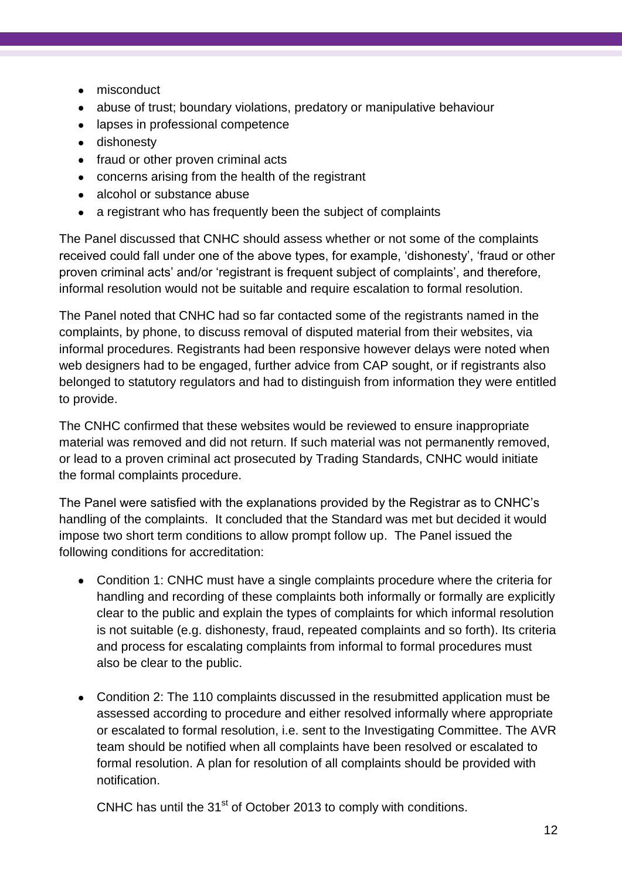- misconduct
- abuse of trust; boundary violations, predatory or manipulative behaviour
- lapses in professional competence
- dishonesty
- fraud or other proven criminal acts
- concerns arising from the health of the registrant
- alcohol or substance abuse
- a registrant who has frequently been the subject of complaints

The Panel discussed that CNHC should assess whether or not some of the complaints received could fall under one of the above types, for example, 'dishonesty', 'fraud or other proven criminal acts' and/or 'registrant is frequent subject of complaints', and therefore, informal resolution would not be suitable and require escalation to formal resolution.

The Panel noted that CNHC had so far contacted some of the registrants named in the complaints, by phone, to discuss removal of disputed material from their websites, via informal procedures. Registrants had been responsive however delays were noted when web designers had to be engaged, further advice from CAP sought, or if registrants also belonged to statutory regulators and had to distinguish from information they were entitled to provide.

The CNHC confirmed that these websites would be reviewed to ensure inappropriate material was removed and did not return. If such material was not permanently removed, or lead to a proven criminal act prosecuted by Trading Standards, CNHC would initiate the formal complaints procedure.

The Panel were satisfied with the explanations provided by the Registrar as to CNHC's handling of the complaints. It concluded that the Standard was met but decided it would impose two short term conditions to allow prompt follow up. The Panel issued the following conditions for accreditation:

- Condition 1: CNHC must have a single complaints procedure where the criteria for handling and recording of these complaints both informally or formally are explicitly clear to the public and explain the types of complaints for which informal resolution is not suitable (e.g. dishonesty, fraud, repeated complaints and so forth). Its criteria and process for escalating complaints from informal to formal procedures must also be clear to the public.

- Condition 2: The 110 complaints discussed in the resubmitted application must be assessed according to procedure and either resolved informally where appropriate or escalated to formal resolution, i.e. sent to the Investigating Committee. The AVR team should be notified when all complaints have been resolved or escalated to formal resolution. A plan for resolution of all complaints should be provided with notification.

  CNHC has until the 31st of October 2013 to comply with conditions.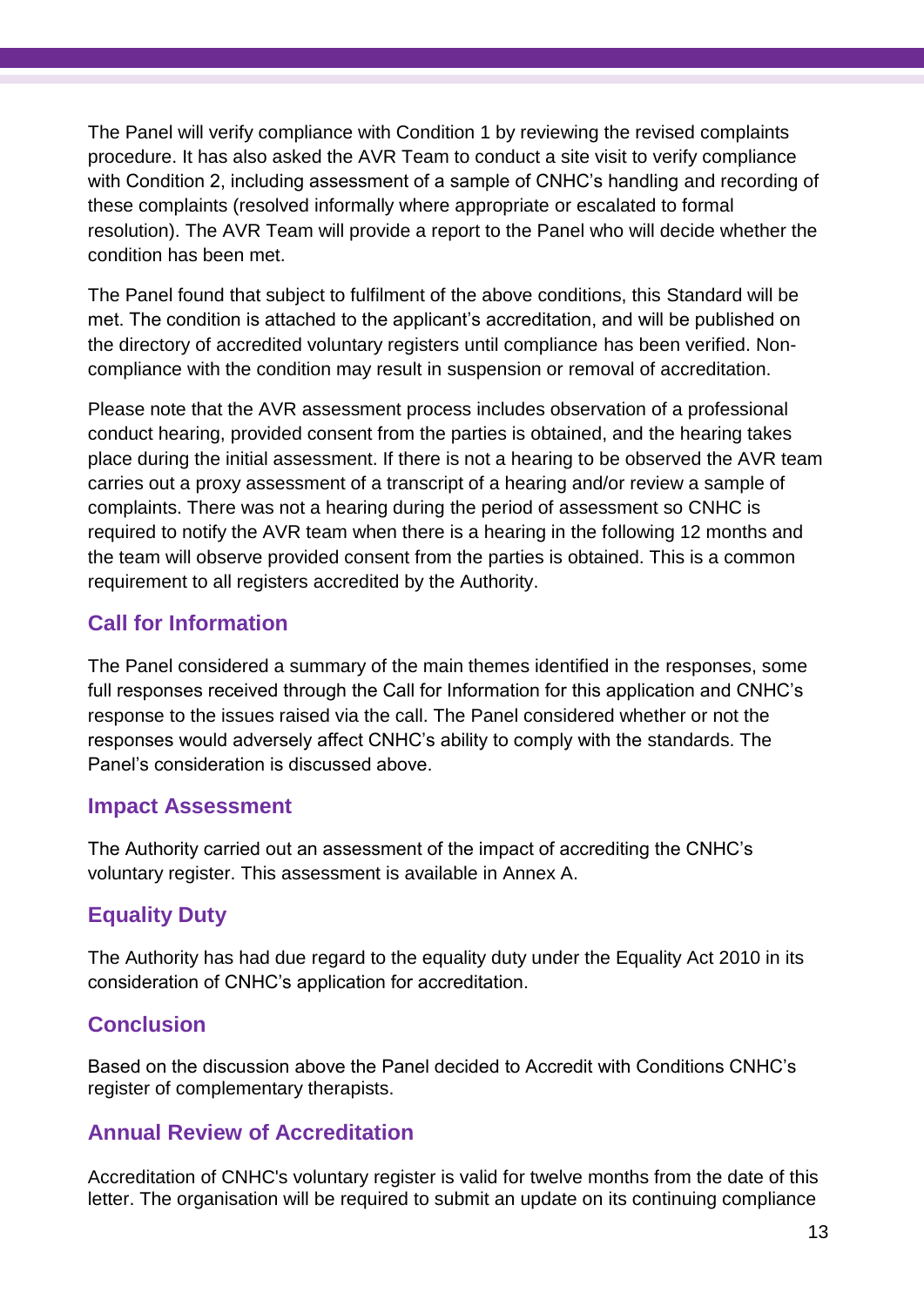The Panel will verify compliance with Condition 1 by reviewing the revised complaints procedure. It has also asked the AVR Team to conduct a site visit to verify compliance with Condition 2, including assessment of a sample of CNHC's handling and recording of these complaints (resolved informally where appropriate or escalated to formal resolution). The AVR Team will provide a report to the Panel who will decide whether the condition has been met.

The Panel found that subject to fulfilment of the above conditions, this Standard will be met. The condition is attached to the applicant's accreditation, and will be published on the directory of accredited voluntary registers until compliance has been verified. Non-compliance with the condition may result in suspension or removal of accreditation.

Please note that the AVR assessment process includes observation of a professional conduct hearing, provided consent from the parties is obtained, and the hearing takes place during the initial assessment. If there is not a hearing to be observed the AVR team carries out a proxy assessment of a transcript of a hearing and/or review a sample of complaints. There was not a hearing during the period of assessment so CNHC is required to notify the AVR team when there is a hearing in the following 12 months and the team will observe provided consent from the parties is obtained. This is a common requirement to all registers accredited by the Authority.

## Call for Information

The Panel considered a summary of the main themes identified in the responses, some full responses received through the Call for Information for this application and CNHC's response to the issues raised via the call. The Panel considered whether or not the responses would adversely affect CNHC's ability to comply with the standards. The Panel's consideration is discussed above.

## Impact Assessment

The Authority carried out an assessment of the impact of accrediting the CNHC's voluntary register. This assessment is available in Annex A.

## Equality Duty

The Authority has had due regard to the equality duty under the Equality Act 2010 in its consideration of CNHC's application for accreditation.

## Conclusion

Based on the discussion above the Panel decided to Accredit with Conditions CNHC's register of complementary therapists.

## Annual Review of Accreditation

Accreditation of CNHC's voluntary register is valid for twelve months from the date of this letter. The organisation will be required to submit an update on its continuing compliance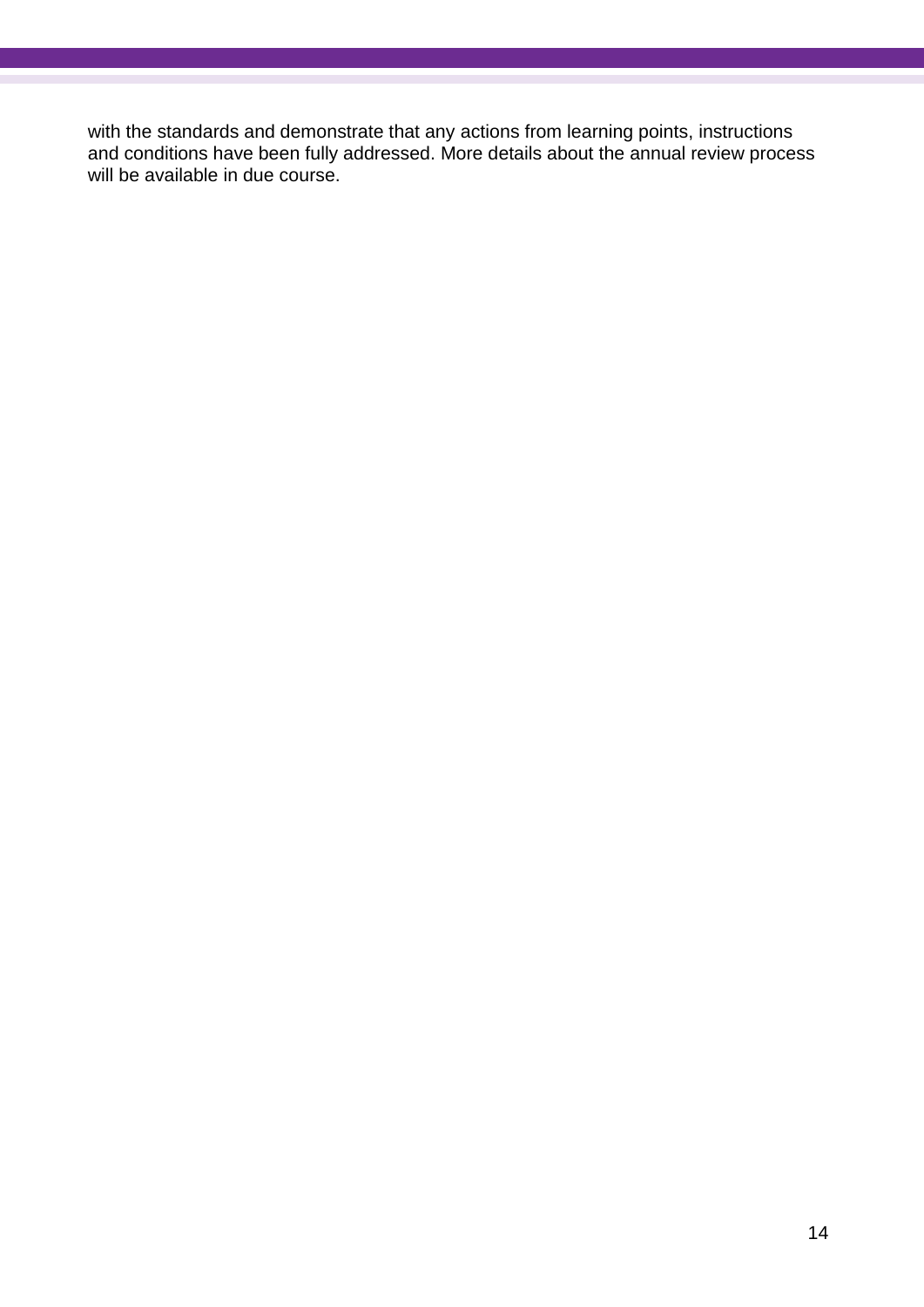with the standards and demonstrate that any actions from learning points, instructions and conditions have been fully addressed. More details about the annual review process will be available in due course.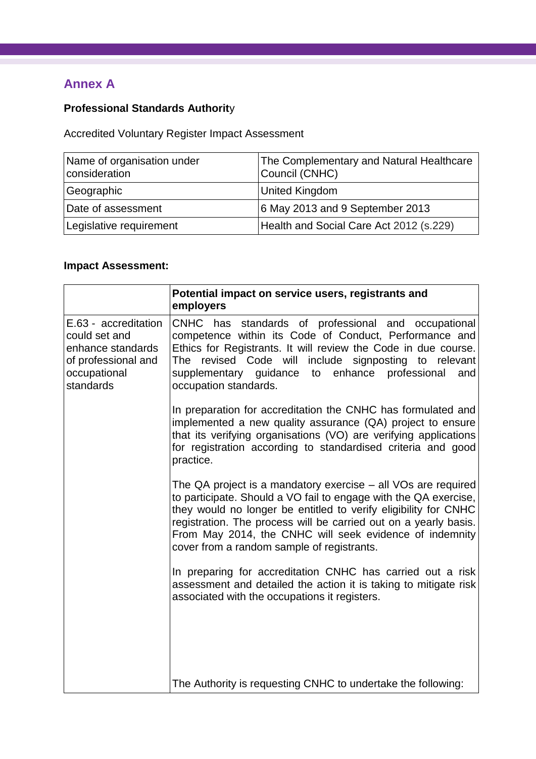## Annex A

**Professional Standards Authority**

Accredited Voluntary Register Impact Assessment

| | |
|---|---|
| Name of organisation under consideration | The Complementary and Natural Healthcare Council (CNHC) |
| Geographic | United Kingdom |
| Date of assessment | 6 May 2013 and 9 September 2013 |
| Legislative requirement | Health and Social Care Act 2012 (s.229) |

**Impact Assessment:**

| | **Potential impact on service users, registrants and employers** |
|---|---|
| E.63 - accreditation could set and enhance standards of professional and occupational standards | CNHC has standards of professional and occupational competence within its Code of Conduct, Performance and Ethics for Registrants. It will review the Code in due course. The revised Code will include signposting to relevant supplementary guidance to enhance professional and occupation standards.<br><br>In preparation for accreditation the CNHC has formulated and implemented a new quality assurance (QA) project to ensure that its verifying organisations (VO) are verifying applications for registration according to standardised criteria and good practice.<br><br>The QA project is a mandatory exercise – all VOs are required to participate. Should a VO fail to engage with the QA exercise, they would no longer be entitled to verify eligibility for CNHC registration. The process will be carried out on a yearly basis. From May 2014, the CNHC will seek evidence of indemnity cover from a random sample of registrants.<br><br>In preparing for accreditation CNHC has carried out a risk assessment and detailed the action it is taking to mitigate risk associated with the occupations it registers.<br><br>The Authority is requesting CNHC to undertake the following: |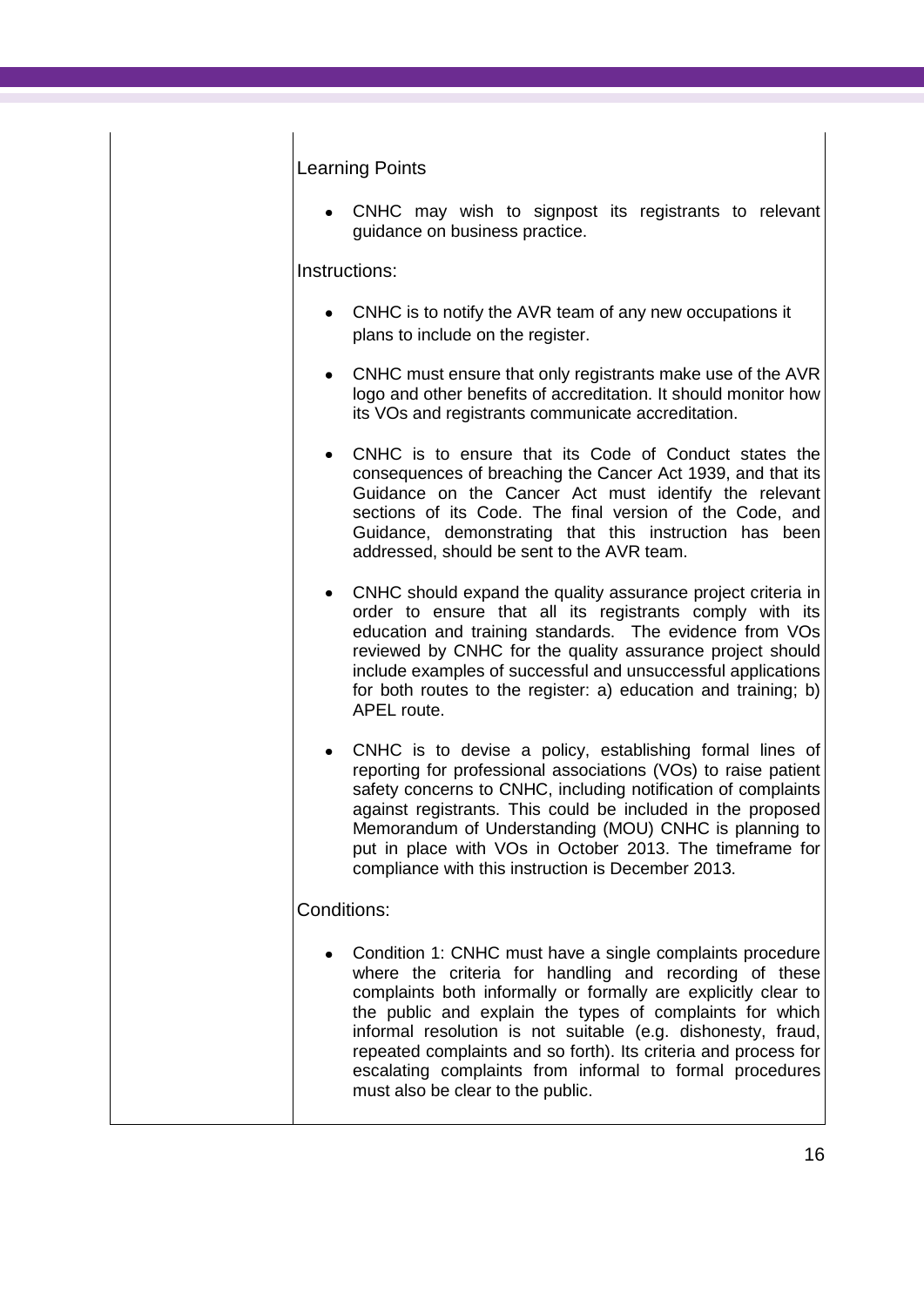| | |
|---|---|
| | Learning Points<br><br>• CNHC may wish to signpost its registrants to relevant guidance on business practice.<br><br>Instructions:<br><br>• CNHC is to notify the AVR team of any new occupations it plans to include on the register.<br><br>• CNHC must ensure that only registrants make use of the AVR logo and other benefits of accreditation. It should monitor how its VOs and registrants communicate accreditation.<br><br>• CNHC is to ensure that its Code of Conduct states the consequences of breaching the Cancer Act 1939, and that its Guidance on the Cancer Act must identify the relevant sections of its Code. The final version of the Code, and Guidance, demonstrating that this instruction has been addressed, should be sent to the AVR team.<br><br>• CNHC should expand the quality assurance project criteria in order to ensure that all its registrants comply with its education and training standards. The evidence from VOs reviewed by CNHC for the quality assurance project should include examples of successful and unsuccessful applications for both routes to the register: a) education and training; b) APEL route.<br><br>• CNHC is to devise a policy, establishing formal lines of reporting for professional associations (VOs) to raise patient safety concerns to CNHC, including notification of complaints against registrants. This could be included in the proposed Memorandum of Understanding (MOU) CNHC is planning to put in place with VOs in October 2013. The timeframe for compliance with this instruction is December 2013.<br><br>Conditions:<br><br>• Condition 1: CNHC must have a single complaints procedure where the criteria for handling and recording of these complaints both informally or formally are explicitly clear to the public and explain the types of complaints for which informal resolution is not suitable (e.g. dishonesty, fraud, repeated complaints and so forth). Its criteria and process for escalating complaints from informal to formal procedures must also be clear to the public. |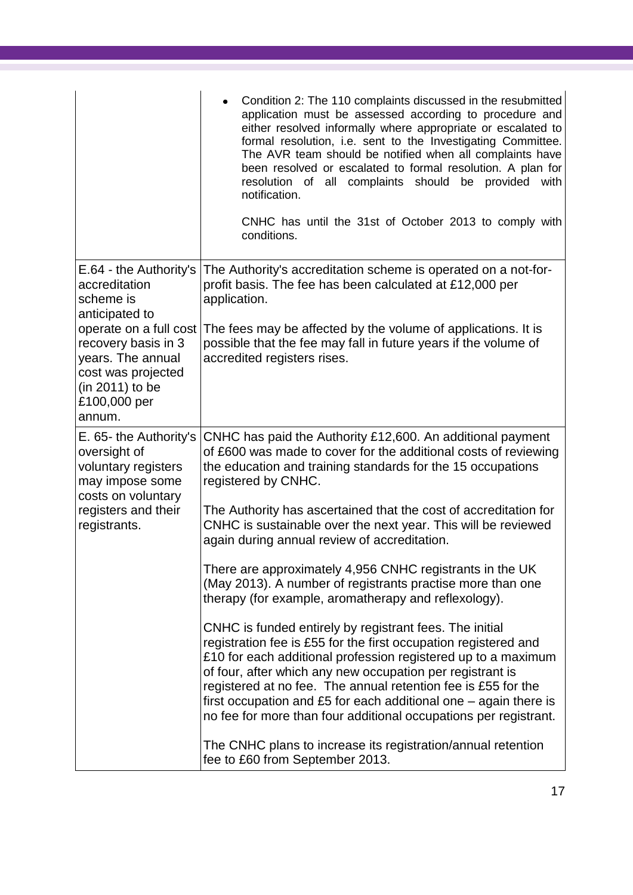| | |
|---|---|
| | • Condition 2: The 110 complaints discussed in the resubmitted application must be assessed according to procedure and either resolved informally where appropriate or escalated to formal resolution, i.e. sent to the Investigating Committee. The AVR team should be notified when all complaints have been resolved or escalated to formal resolution. A plan for resolution of all complaints should be provided with notification.<br><br>CNHC has until the 31st of October 2013 to comply with conditions. |
| E.64 - the Authority's accreditation scheme is anticipated to operate on a full cost recovery basis in 3 years. The annual cost was projected (in 2011) to be £100,000 per annum. | The Authority's accreditation scheme is operated on a not-for-profit basis. The fee has been calculated at £12,000 per application.<br><br>The fees may be affected by the volume of applications. It is possible that the fee may fall in future years if the volume of accredited registers rises. |
| E. 65- the Authority's oversight of voluntary registers may impose some costs on voluntary registers and their registrants. | CNHC has paid the Authority £12,600. An additional payment of £600 was made to cover for the additional costs of reviewing the education and training standards for the 15 occupations registered by CNHC.<br><br>The Authority has ascertained that the cost of accreditation for CNHC is sustainable over the next year. This will be reviewed again during annual review of accreditation.<br><br>There are approximately 4,956 CNHC registrants in the UK (May 2013). A number of registrants practise more than one therapy (for example, aromatherapy and reflexology).<br><br>CNHC is funded entirely by registrant fees. The initial registration fee is £55 for the first occupation registered and £10 for each additional profession registered up to a maximum of four, after which any new occupation per registrant is registered at no fee. The annual retention fee is £55 for the first occupation and £5 for each additional one – again there is no fee for more than four additional occupations per registrant.<br><br>The CNHC plans to increase its registration/annual retention fee to £60 from September 2013. |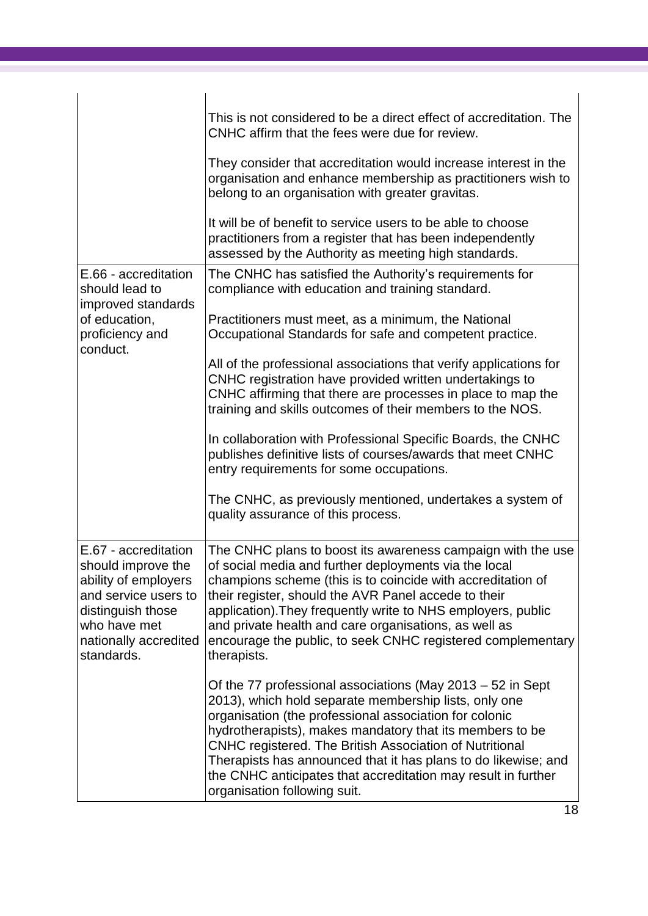| | |
|---|---|
| | This is not considered to be a direct effect of accreditation. The CNHC affirm that the fees were due for review.<br><br>They consider that accreditation would increase interest in the organisation and enhance membership as practitioners wish to belong to an organisation with greater gravitas.<br><br>It will be of benefit to service users to be able to choose practitioners from a register that has been independently assessed by the Authority as meeting high standards. |
| E.66 - accreditation should lead to improved standards of education, proficiency and conduct. | The CNHC has satisfied the Authority's requirements for compliance with education and training standard.<br><br>Practitioners must meet, as a minimum, the National Occupational Standards for safe and competent practice.<br><br>All of the professional associations that verify applications for CNHC registration have provided written undertakings to CNHC affirming that there are processes in place to map the training and skills outcomes of their members to the NOS.<br><br>In collaboration with Professional Specific Boards, the CNHC publishes definitive lists of courses/awards that meet CNHC entry requirements for some occupations.<br><br>The CNHC, as previously mentioned, undertakes a system of quality assurance of this process. |
| E.67 - accreditation should improve the ability of employers and service users to distinguish those who have met nationally accredited standards. | The CNHC plans to boost its awareness campaign with the use of social media and further deployments via the local champions scheme (this is to coincide with accreditation of their register, should the AVR Panel accede to their application).They frequently write to NHS employers, public and private health and care organisations, as well as encourage the public, to seek CNHC registered complementary therapists.<br><br>Of the 77 professional associations (May 2013 – 52 in Sept 2013), which hold separate membership lists, only one organisation (the professional association for colonic hydrotherapists), makes mandatory that its members to be CNHC registered. The British Association of Nutritional Therapists has announced that it has plans to do likewise; and the CNHC anticipates that accreditation may result in further organisation following suit. |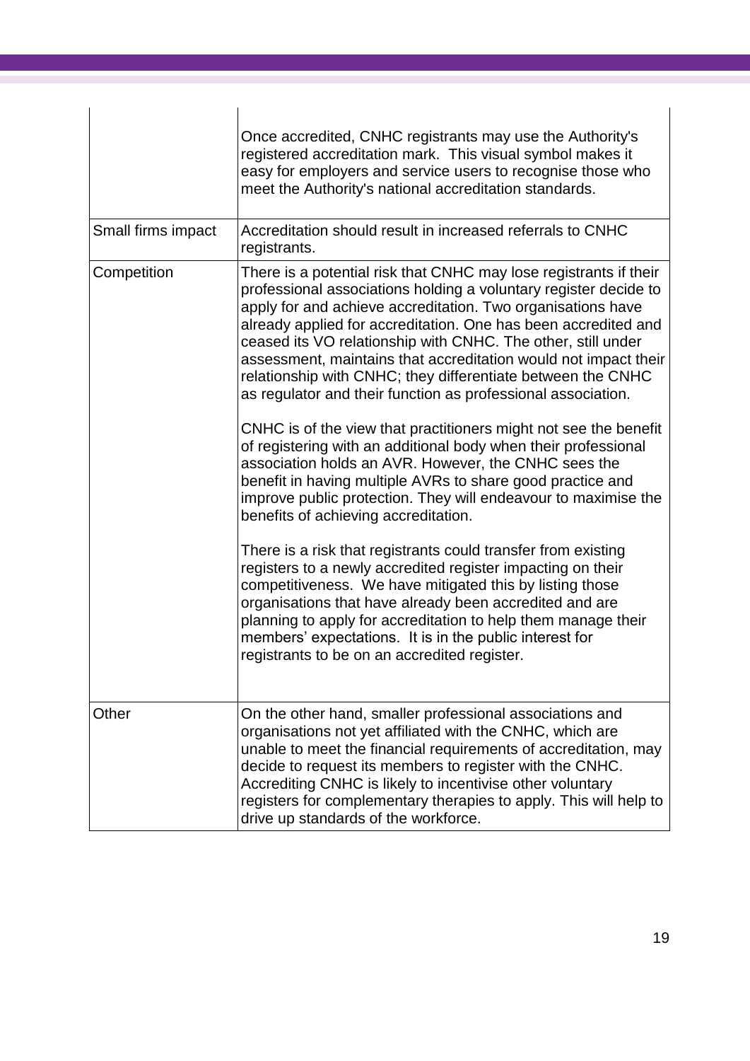| | |
|---|---|
| | Once accredited, CNHC registrants may use the Authority's registered accreditation mark. This visual symbol makes it easy for employers and service users to recognise those who meet the Authority's national accreditation standards. |
| Small firms impact | Accreditation should result in increased referrals to CNHC registrants. |
| Competition | There is a potential risk that CNHC may lose registrants if their professional associations holding a voluntary register decide to apply for and achieve accreditation. Two organisations have already applied for accreditation. One has been accredited and ceased its VO relationship with CNHC. The other, still under assessment, maintains that accreditation would not impact their relationship with CNHC; they differentiate between the CNHC as regulator and their function as professional association.<br><br>CNHC is of the view that practitioners might not see the benefit of registering with an additional body when their professional association holds an AVR. However, the CNHC sees the benefit in having multiple AVRs to share good practice and improve public protection. They will endeavour to maximise the benefits of achieving accreditation.<br><br>There is a risk that registrants could transfer from existing registers to a newly accredited register impacting on their competitiveness. We have mitigated this by listing those organisations that have already been accredited and are planning to apply for accreditation to help them manage their members' expectations. It is in the public interest for registrants to be on an accredited register. |
| Other | On the other hand, smaller professional associations and organisations not yet affiliated with the CNHC, which are unable to meet the financial requirements of accreditation, may decide to request its members to register with the CNHC. Accrediting CNHC is likely to incentivise other voluntary registers for complementary therapies to apply. This will help to drive up standards of the workforce. |